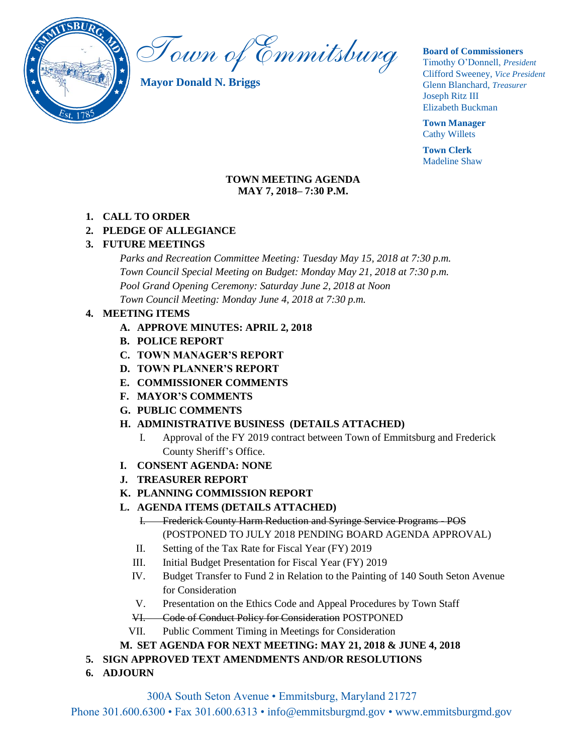# Town of Emmitsburg

**Mayor Donald N. Briggs**

**Board of Commissioners**
Timothy O'Donnell, *President*
Clifford Sweeney, *Vice President*
Glenn Blanchard, *Treasurer*
Joseph Ritz III
Elizabeth Buckman

**Town Manager**
Cathy Willets

**Town Clerk**
Madeline Shaw

## TOWN MEETING AGENDA
## MAY 7, 2018– 7:30 P.M.

1. **CALL TO ORDER**
2. **PLEDGE OF ALLEGIANCE**
3. **FUTURE MEETINGS**
   *Parks and Recreation Committee Meeting: Tuesday May 15, 2018 at 7:30 p.m.*
   *Town Council Special Meeting on Budget: Monday May 21, 2018 at 7:30 p.m.*
   *Pool Grand Opening Ceremony: Saturday June 2, 2018 at Noon*
   *Town Council Meeting: Monday June 4, 2018 at 7:30 p.m.*
4. **MEETING ITEMS**
   - **A. APPROVE MINUTES: APRIL 2, 2018**
   - **B. POLICE REPORT**
   - **C. TOWN MANAGER'S REPORT**
   - **D. TOWN PLANNER'S REPORT**
   - **E. COMMISSIONER COMMENTS**
   - **F. MAYOR'S COMMENTS**
   - **G. PUBLIC COMMENTS**
   - **H. ADMINISTRATIVE BUSINESS (DETAILS ATTACHED)**
     - I. Approval of the FY 2019 contract between Town of Emmitsburg and Frederick County Sheriff's Office.
   - **I. CONSENT AGENDA: NONE**
   - **J. TREASURER REPORT**
   - **K. PLANNING COMMISSION REPORT**
   - **L. AGENDA ITEMS (DETAILS ATTACHED)**
     - ~~I. Frederick County Harm Reduction and Syringe Service Programs - POS~~ (POSTPONED TO JULY 2018 PENDING BOARD AGENDA APPROVAL)
     - II. Setting of the Tax Rate for Fiscal Year (FY) 2019
     - III. Initial Budget Presentation for Fiscal Year (FY) 2019
     - IV. Budget Transfer to Fund 2 in Relation to the Painting of 140 South Seton Avenue for Consideration
     - V. Presentation on the Ethics Code and Appeal Procedures by Town Staff
     - ~~VI. Code of Conduct Policy for Consideration~~ POSTPONED
     - VII. Public Comment Timing in Meetings for Consideration
   - **M. SET AGENDA FOR NEXT MEETING: MAY 21, 2018 & JUNE 4, 2018**
5. **SIGN APPROVED TEXT AMENDMENTS AND/OR RESOLUTIONS**
6. **ADJOURN**

300A South Seton Avenue • Emmitsburg, Maryland 21727
Phone 301.600.6300 • Fax 301.600.6313 • info@emmitsburgmd.gov • www.emmitsburgmd.gov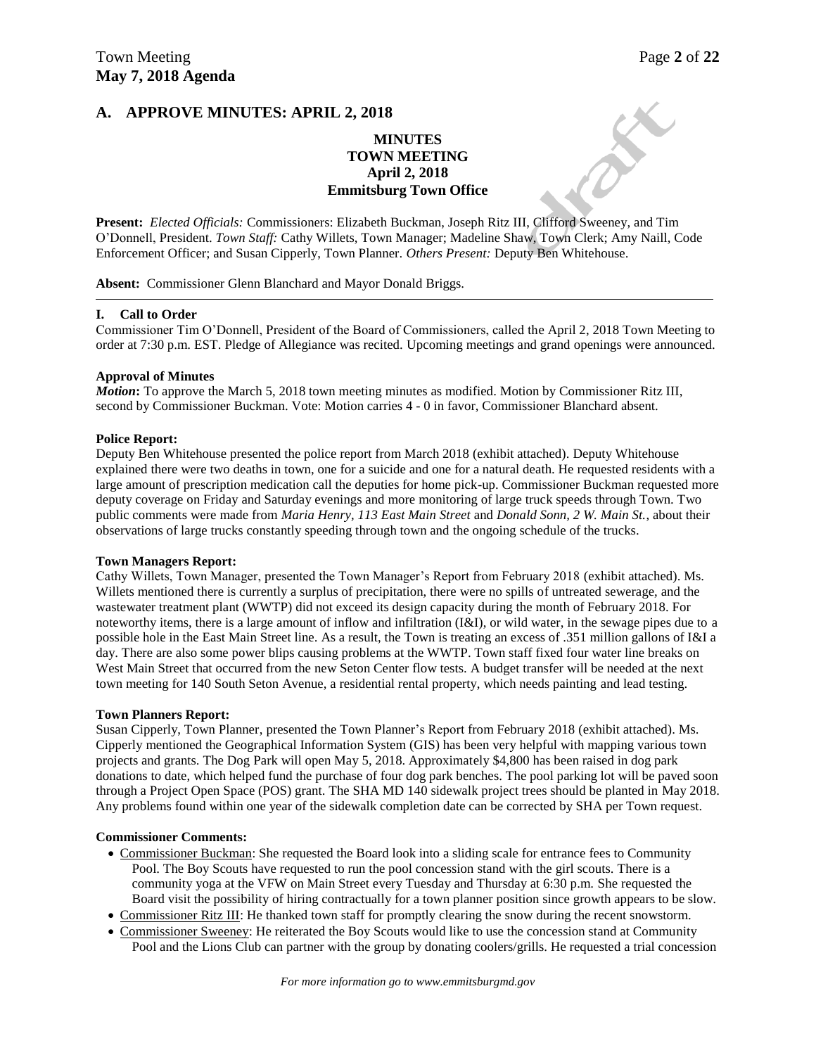## A. APPROVE MINUTES: APRIL 2, 2018

**MINUTES**
**TOWN MEETING**
**April 2, 2018**
**Emmitsburg Town Office**

**Present:** *Elected Officials:* Commissioners: Elizabeth Buckman, Joseph Ritz III, Clifford Sweeney, and Tim O'Donnell, President. *Town Staff:* Cathy Willets, Town Manager; Madeline Shaw, Town Clerk; Amy Naill, Code Enforcement Officer; and Susan Cipperly, Town Planner. *Others Present:* Deputy Ben Whitehouse.

**Absent:** Commissioner Glenn Blanchard and Mayor Donald Briggs.

---

### I. Call to Order

Commissioner Tim O'Donnell, President of the Board of Commissioners, called the April 2, 2018 Town Meeting to order at 7:30 p.m. EST. Pledge of Allegiance was recited. Upcoming meetings and grand openings were announced.

**Approval of Minutes**

***Motion*:** To approve the March 5, 2018 town meeting minutes as modified. Motion by Commissioner Ritz III, second by Commissioner Buckman. Vote: Motion carries 4 - 0 in favor, Commissioner Blanchard absent.

**Police Report:**

Deputy Ben Whitehouse presented the police report from March 2018 (exhibit attached). Deputy Whitehouse explained there were two deaths in town, one for a suicide and one for a natural death. He requested residents with a large amount of prescription medication call the deputies for home pick-up. Commissioner Buckman requested more deputy coverage on Friday and Saturday evenings and more monitoring of large truck speeds through Town. Two public comments were made from *Maria Henry, 113 East Main Street* and *Donald Sonn, 2 W. Main St.*, about their observations of large trucks constantly speeding through town and the ongoing schedule of the trucks.

**Town Managers Report:**

Cathy Willets, Town Manager, presented the Town Manager's Report from February 2018 (exhibit attached). Ms. Willets mentioned there is currently a surplus of precipitation, there were no spills of untreated sewerage, and the wastewater treatment plant (WWTP) did not exceed its design capacity during the month of February 2018. For noteworthy items, there is a large amount of inflow and infiltration (I&I), or wild water, in the sewage pipes due to a possible hole in the East Main Street line. As a result, the Town is treating an excess of .351 million gallons of I&I a day. There are also some power blips causing problems at the WWTP. Town staff fixed four water line breaks on West Main Street that occurred from the new Seton Center flow tests. A budget transfer will be needed at the next town meeting for 140 South Seton Avenue, a residential rental property, which needs painting and lead testing.

**Town Planners Report:**

Susan Cipperly, Town Planner, presented the Town Planner's Report from February 2018 (exhibit attached). Ms. Cipperly mentioned the Geographical Information System (GIS) has been very helpful with mapping various town projects and grants. The Dog Park will open May 5, 2018. Approximately $4,800 has been raised in dog park donations to date, which helped fund the purchase of four dog park benches. The pool parking lot will be paved soon through a Project Open Space (POS) grant. The SHA MD 140 sidewalk project trees should be planted in May 2018. Any problems found within one year of the sidewalk completion date can be corrected by SHA per Town request.

**Commissioner Comments:**

- Commissioner Buckman: She requested the Board look into a sliding scale for entrance fees to Community Pool. The Boy Scouts have requested to run the pool concession stand with the girl scouts. There is a community yoga at the VFW on Main Street every Tuesday and Thursday at 6:30 p.m. She requested the Board visit the possibility of hiring contractually for a town planner position since growth appears to be slow.
- Commissioner Ritz III: He thanked town staff for promptly clearing the snow during the recent snowstorm.
- Commissioner Sweeney: He reiterated the Boy Scouts would like to use the concession stand at Community Pool and the Lions Club can partner with the group by donating coolers/grills. He requested a trial concession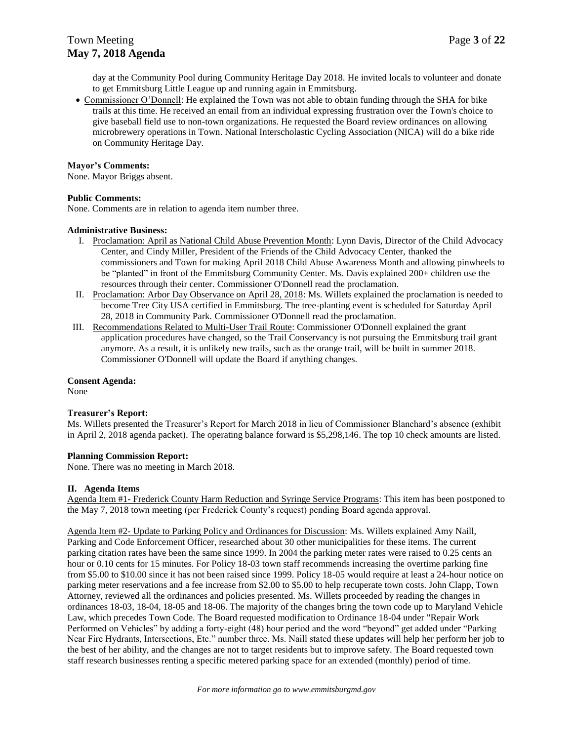day at the Community Pool during Community Heritage Day 2018. He invited locals to volunteer and donate to get Emmitsburg Little League up and running again in Emmitsburg.

- Commissioner O'Donnell: He explained the Town was not able to obtain funding through the SHA for bike trails at this time. He received an email from an individual expressing frustration over the Town's choice to give baseball field use to non-town organizations. He requested the Board review ordinances on allowing microbrewery operations in Town. National Interscholastic Cycling Association (NICA) will do a bike ride on Community Heritage Day.

**Mayor's Comments:**
None. Mayor Briggs absent.

**Public Comments:**
None. Comments are in relation to agenda item number three.

**Administrative Business:**

I. Proclamation: April as National Child Abuse Prevention Month: Lynn Davis, Director of the Child Advocacy Center, and Cindy Miller, President of the Friends of the Child Advocacy Center, thanked the commissioners and Town for making April 2018 Child Abuse Awareness Month and allowing pinwheels to be "planted" in front of the Emmitsburg Community Center. Ms. Davis explained 200+ children use the resources through their center. Commissioner O'Donnell read the proclamation.

II. Proclamation: Arbor Day Observance on April 28, 2018: Ms. Willets explained the proclamation is needed to become Tree City USA certified in Emmitsburg. The tree-planting event is scheduled for Saturday April 28, 2018 in Community Park. Commissioner O'Donnell read the proclamation.

III. Recommendations Related to Multi-User Trail Route: Commissioner O'Donnell explained the grant application procedures have changed, so the Trail Conservancy is not pursuing the Emmitsburg trail grant anymore. As a result, it is unlikely new trails, such as the orange trail, will be built in summer 2018. Commissioner O'Donnell will update the Board if anything changes.

**Consent Agenda:**
None

**Treasurer's Report:**
Ms. Willets presented the Treasurer's Report for March 2018 in lieu of Commissioner Blanchard's absence (exhibit in April 2, 2018 agenda packet). The operating balance forward is $5,298,146. The top 10 check amounts are listed.

**Planning Commission Report:**
None. There was no meeting in March 2018.

## II. Agenda Items

Agenda Item #1- Frederick County Harm Reduction and Syringe Service Programs: This item has been postponed to the May 7, 2018 town meeting (per Frederick County's request) pending Board agenda approval.

Agenda Item #2- Update to Parking Policy and Ordinances for Discussion: Ms. Willets explained Amy Naill, Parking and Code Enforcement Officer, researched about 30 other municipalities for these items. The current parking citation rates have been the same since 1999. In 2004 the parking meter rates were raised to 0.25 cents an hour or 0.10 cents for 15 minutes. For Policy 18-03 town staff recommends increasing the overtime parking fine from $5.00 to $10.00 since it has not been raised since 1999. Policy 18-05 would require at least a 24-hour notice on parking meter reservations and a fee increase from $2.00 to $5.00 to help recuperate town costs. John Clapp, Town Attorney, reviewed all the ordinances and policies presented. Ms. Willets proceeded by reading the changes in ordinances 18-03, 18-04, 18-05 and 18-06. The majority of the changes bring the town code up to Maryland Vehicle Law, which precedes Town Code. The Board requested modification to Ordinance 18-04 under "Repair Work Performed on Vehicles" by adding a forty-eight (48) hour period and the word "beyond" get added under "Parking Near Fire Hydrants, Intersections, Etc." number three. Ms. Naill stated these updates will help her perform her job to the best of her ability, and the changes are not to target residents but to improve safety. The Board requested town staff research businesses renting a specific metered parking space for an extended (monthly) period of time.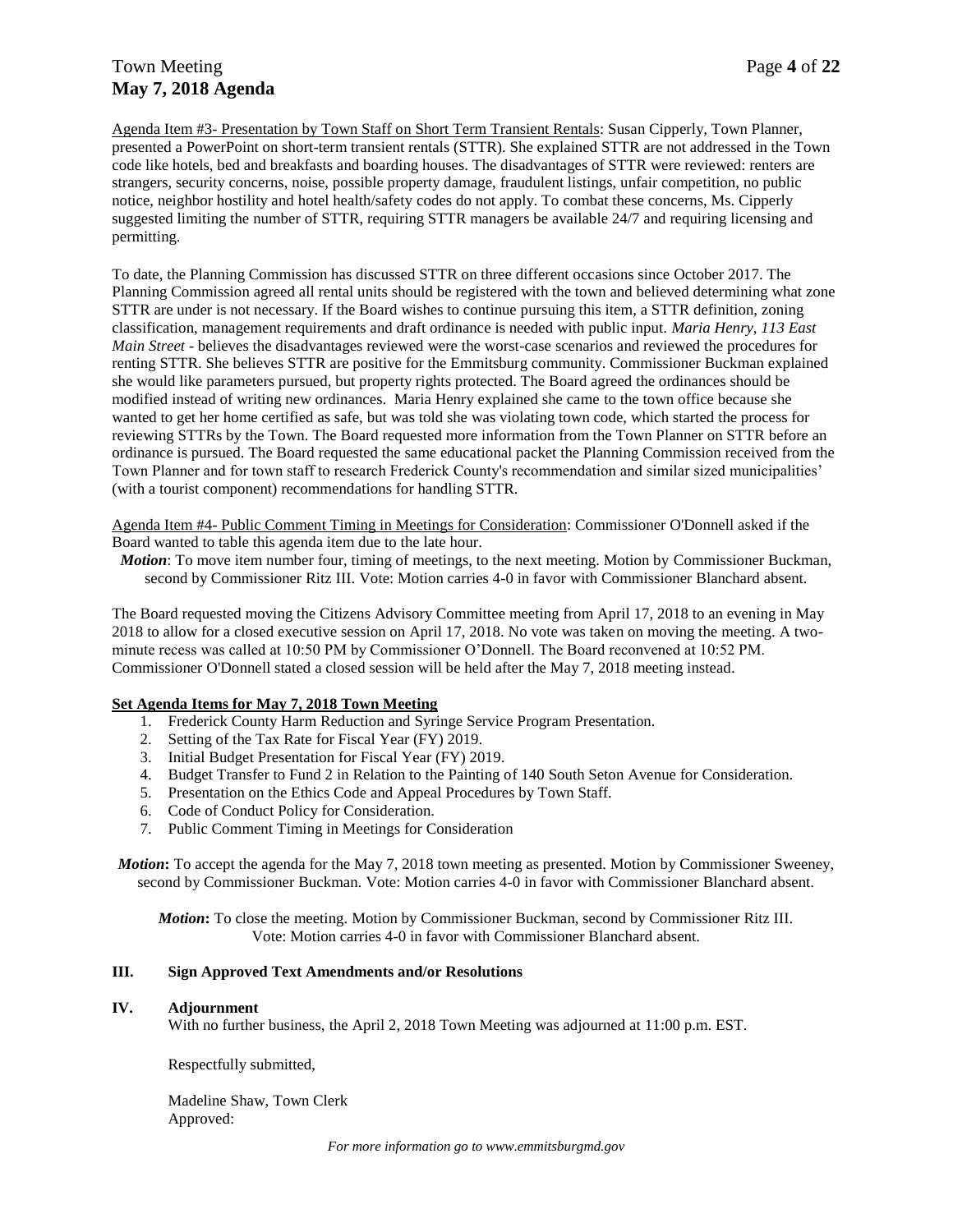Agenda Item #3- Presentation by Town Staff on Short Term Transient Rentals: Susan Cipperly, Town Planner, presented a PowerPoint on short-term transient rentals (STTR). She explained STTR are not addressed in the Town code like hotels, bed and breakfasts and boarding houses. The disadvantages of STTR were reviewed: renters are strangers, security concerns, noise, possible property damage, fraudulent listings, unfair competition, no public notice, neighbor hostility and hotel health/safety codes do not apply. To combat these concerns, Ms. Cipperly suggested limiting the number of STTR, requiring STTR managers be available 24/7 and requiring licensing and permitting.

To date, the Planning Commission has discussed STTR on three different occasions since October 2017. The Planning Commission agreed all rental units should be registered with the town and believed determining what zone STTR are under is not necessary. If the Board wishes to continue pursuing this item, a STTR definition, zoning classification, management requirements and draft ordinance is needed with public input. *Maria Henry, 113 East Main Street* - believes the disadvantages reviewed were the worst-case scenarios and reviewed the procedures for renting STTR. She believes STTR are positive for the Emmitsburg community. Commissioner Buckman explained she would like parameters pursued, but property rights protected. The Board agreed the ordinances should be modified instead of writing new ordinances. Maria Henry explained she came to the town office because she wanted to get her home certified as safe, but was told she was violating town code, which started the process for reviewing STTRs by the Town. The Board requested more information from the Town Planner on STTR before an ordinance is pursued. The Board requested the same educational packet the Planning Commission received from the Town Planner and for town staff to research Frederick County's recommendation and similar sized municipalities' (with a tourist component) recommendations for handling STTR.

Agenda Item #4- Public Comment Timing in Meetings for Consideration: Commissioner O'Donnell asked if the Board wanted to table this agenda item due to the late hour.

***Motion***: To move item number four, timing of meetings, to the next meeting. Motion by Commissioner Buckman, second by Commissioner Ritz III. Vote: Motion carries 4-0 in favor with Commissioner Blanchard absent.

The Board requested moving the Citizens Advisory Committee meeting from April 17, 2018 to an evening in May 2018 to allow for a closed executive session on April 17, 2018. No vote was taken on moving the meeting. A two-minute recess was called at 10:50 PM by Commissioner O'Donnell. The Board reconvened at 10:52 PM. Commissioner O'Donnell stated a closed session will be held after the May 7, 2018 meeting instead.

**Set Agenda Items for May 7, 2018 Town Meeting**

1. Frederick County Harm Reduction and Syringe Service Program Presentation.
2. Setting of the Tax Rate for Fiscal Year (FY) 2019.
3. Initial Budget Presentation for Fiscal Year (FY) 2019.
4. Budget Transfer to Fund 2 in Relation to the Painting of 140 South Seton Avenue for Consideration.
5. Presentation on the Ethics Code and Appeal Procedures by Town Staff.
6. Code of Conduct Policy for Consideration.
7. Public Comment Timing in Meetings for Consideration

***Motion*:** To accept the agenda for the May 7, 2018 town meeting as presented. Motion by Commissioner Sweeney, second by Commissioner Buckman. Vote: Motion carries 4-0 in favor with Commissioner Blanchard absent.

***Motion*:** To close the meeting. Motion by Commissioner Buckman, second by Commissioner Ritz III. Vote: Motion carries 4-0 in favor with Commissioner Blanchard absent.

### III. Sign Approved Text Amendments and/or Resolutions

### IV. Adjournment

With no further business, the April 2, 2018 Town Meeting was adjourned at 11:00 p.m. EST.

Respectfully submitted,

Madeline Shaw, Town Clerk
Approved: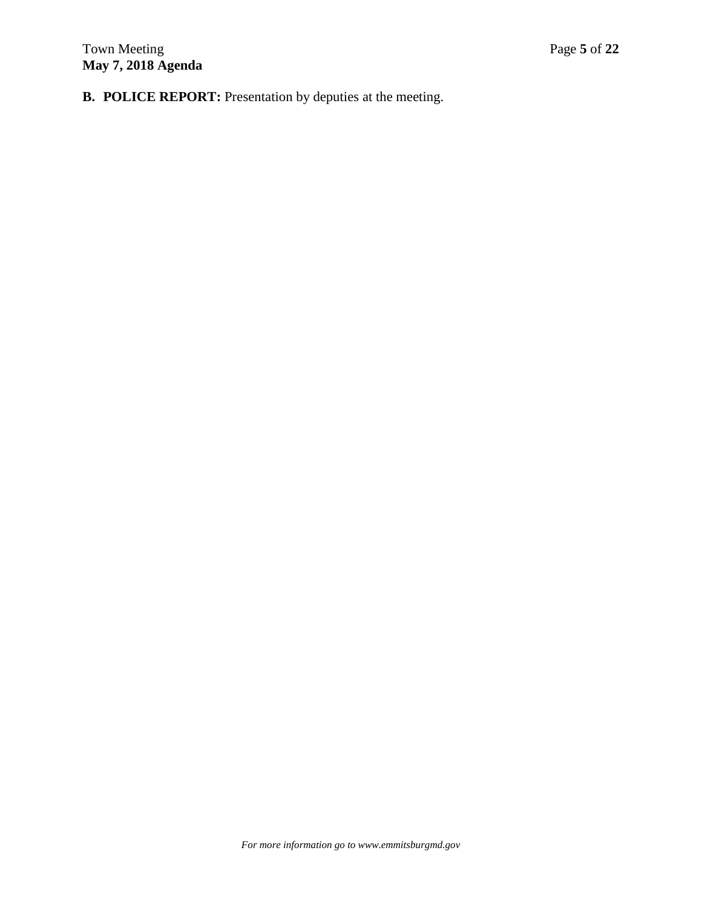**B. POLICE REPORT:** Presentation by deputies at the meeting.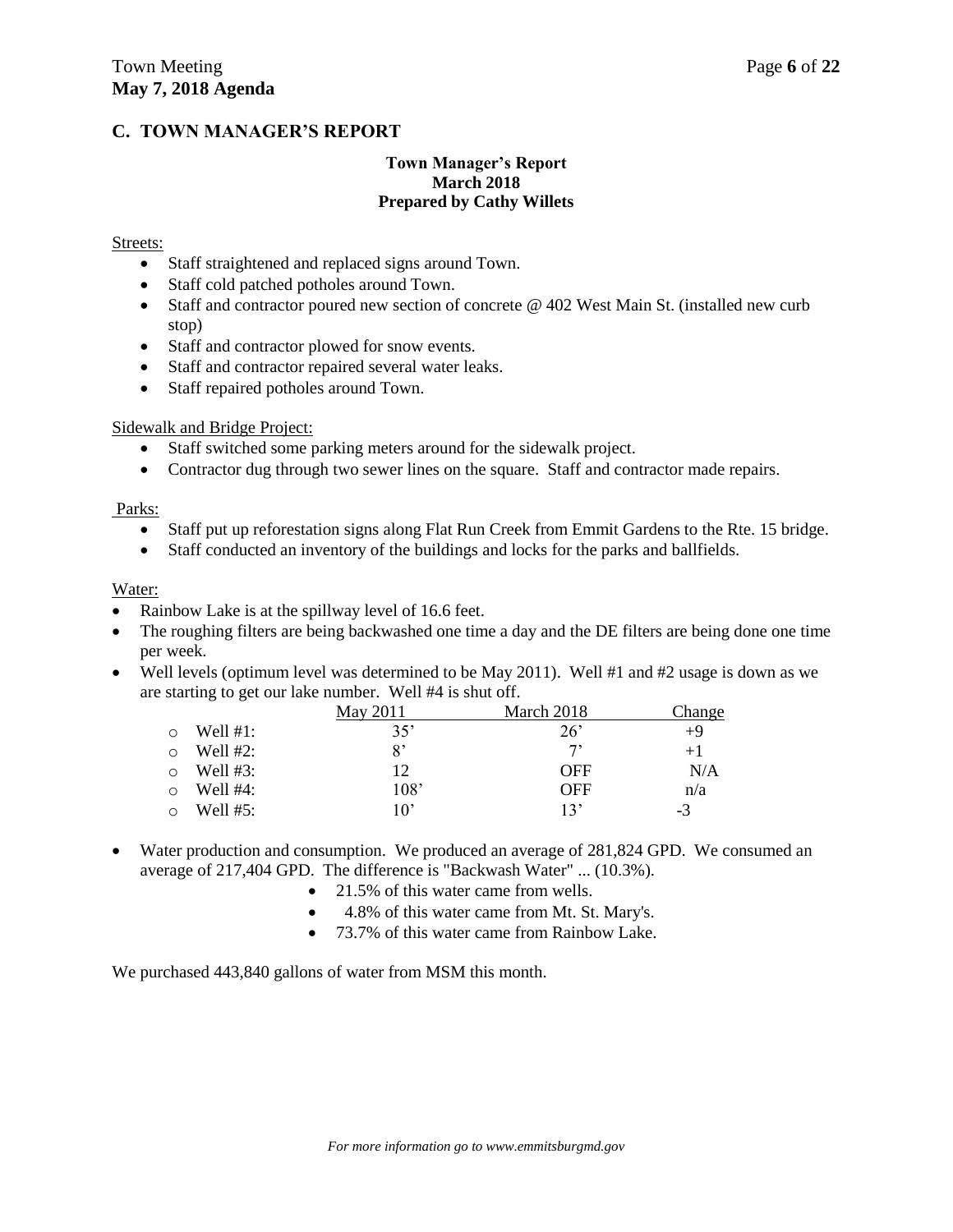## C. TOWN MANAGER'S REPORT

**Town Manager's Report**
**March 2018**
**Prepared by Cathy Willets**

Streets:

- Staff straightened and replaced signs around Town.
- Staff cold patched potholes around Town.
- Staff and contractor poured new section of concrete @ 402 West Main St. (installed new curb stop)
- Staff and contractor plowed for snow events.
- Staff and contractor repaired several water leaks.
- Staff repaired potholes around Town.

Sidewalk and Bridge Project:

- Staff switched some parking meters around for the sidewalk project.
- Contractor dug through two sewer lines on the square. Staff and contractor made repairs.

Parks:

- Staff put up reforestation signs along Flat Run Creek from Emmit Gardens to the Rte. 15 bridge.
- Staff conducted an inventory of the buildings and locks for the parks and ballfields.

Water:

- Rainbow Lake is at the spillway level of 16.6 feet.
- The roughing filters are being backwashed one time a day and the DE filters are being done one time per week.
- Well levels (optimum level was determined to be May 2011). Well #1 and #2 usage is down as we are starting to get our lake number. Well #4 is shut off.

| | May 2011 | March 2018 | Change |
|---|---|---|---|
| Well #1: | 35' | 26' | +9 |
| Well #2: | 8' | 7' | +1 |
| Well #3: | 12 | OFF | N/A |
| Well #4: | 108' | OFF | n/a |
| Well #5: | 10' | 13' | -3 |

- Water production and consumption. We produced an average of 281,824 GPD. We consumed an average of 217,404 GPD. The difference is "Backwash Water" ... (10.3%).
  - 21.5% of this water came from wells.
  - 4.8% of this water came from Mt. St. Mary's.
  - 73.7% of this water came from Rainbow Lake.

We purchased 443,840 gallons of water from MSM this month.

*For more information go to www.emmitsburgmd.gov*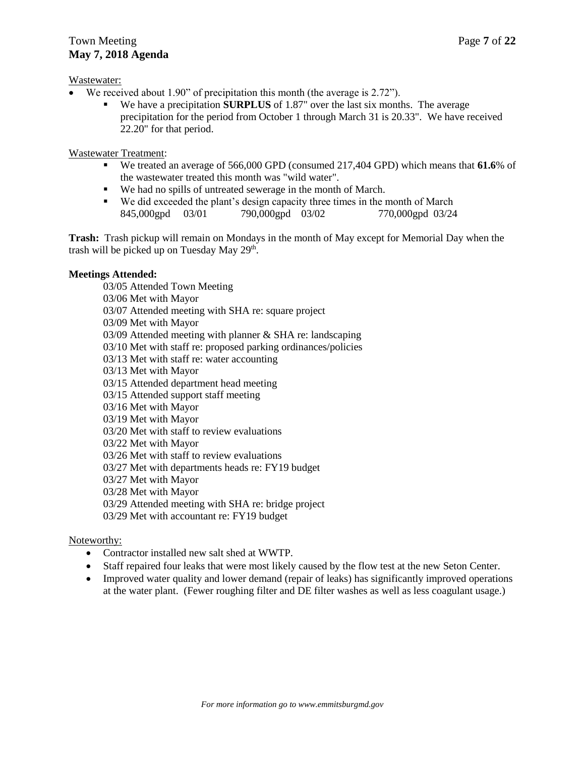Wastewater:

- We received about 1.90" of precipitation this month (the average is 2.72").
  - We have a precipitation **SURPLUS** of 1.87" over the last six months. The average precipitation for the period from October 1 through March 31 is 20.33". We have received 22.20" for that period.

Wastewater Treatment:

- We treated an average of 566,000 GPD (consumed 217,404 GPD) which means that **61.6**% of the wastewater treated this month was "wild water".
- We had no spills of untreated sewerage in the month of March.
- We did exceeded the plant's design capacity three times in the month of March
  845,000gpd 03/01 790,000gpd 03/02 770,000gpd 03/24

**Trash:** Trash pickup will remain on Mondays in the month of May except for Memorial Day when the trash will be picked up on Tuesday May 29th.

**Meetings Attended:**

03/05 Attended Town Meeting
03/06 Met with Mayor
03/07 Attended meeting with SHA re: square project
03/09 Met with Mayor
03/09 Attended meeting with planner & SHA re: landscaping
03/10 Met with staff re: proposed parking ordinances/policies
03/13 Met with staff re: water accounting
03/13 Met with Mayor
03/15 Attended department head meeting
03/15 Attended support staff meeting
03/16 Met with Mayor
03/19 Met with Mayor
03/20 Met with staff to review evaluations
03/22 Met with Mayor
03/26 Met with staff to review evaluations
03/27 Met with departments heads re: FY19 budget
03/27 Met with Mayor
03/28 Met with Mayor
03/29 Attended meeting with SHA re: bridge project
03/29 Met with accountant re: FY19 budget

Noteworthy:

- Contractor installed new salt shed at WWTP.
- Staff repaired four leaks that were most likely caused by the flow test at the new Seton Center.
- Improved water quality and lower demand (repair of leaks) has significantly improved operations at the water plant. (Fewer roughing filter and DE filter washes as well as less coagulant usage.)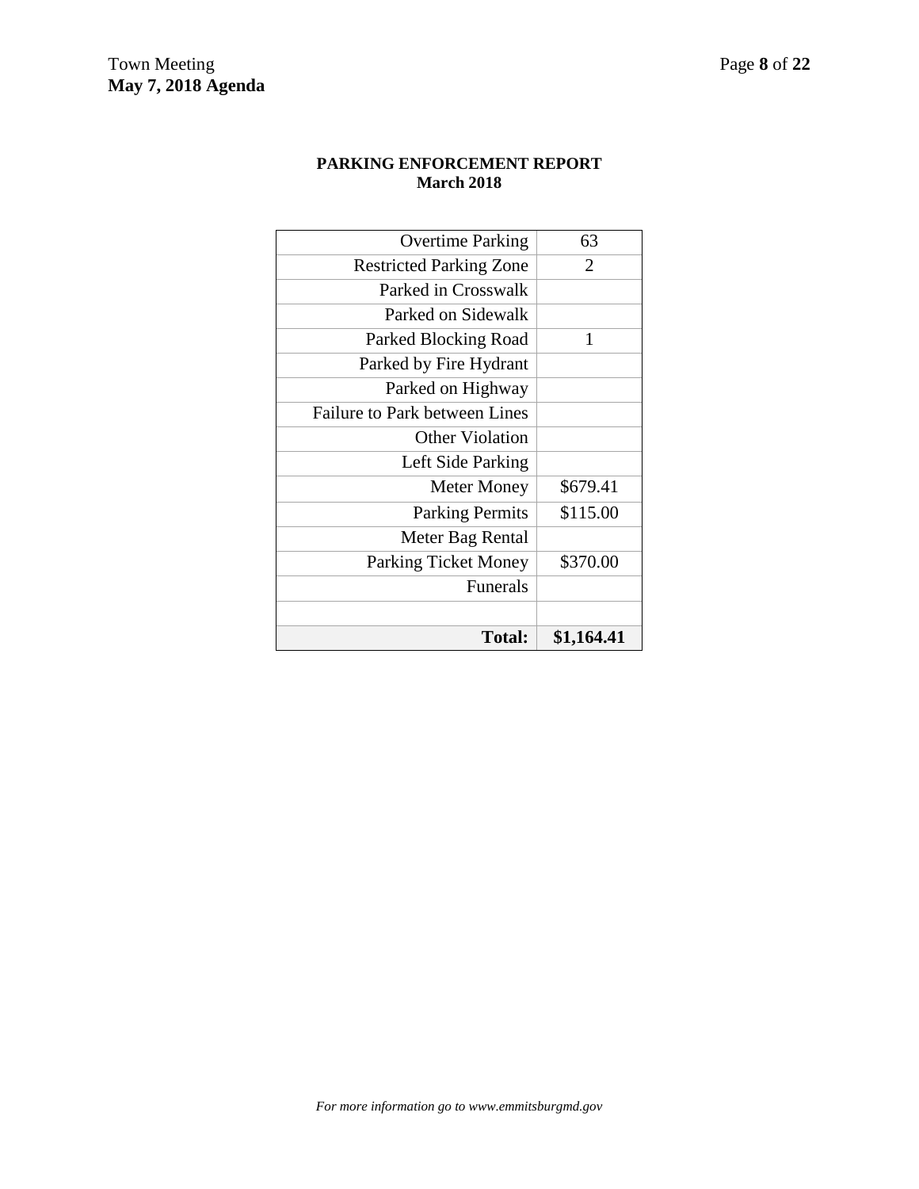**PARKING ENFORCEMENT REPORT**
**March 2018**

| | |
|---|---|
| Overtime Parking | 63 |
| Restricted Parking Zone | 2 |
| Parked in Crosswalk | |
| Parked on Sidewalk | |
| Parked Blocking Road | 1 |
| Parked by Fire Hydrant | |
| Parked on Highway | |
| Failure to Park between Lines | |
| Other Violation | |
| Left Side Parking | |
| Meter Money | $679.41 |
| Parking Permits | $115.00 |
| Meter Bag Rental | |
| Parking Ticket Money | $370.00 |
| Funerals | |
| | |
| **Total:** | **$1,164.41** |

*For more information go to www.emmitsburgmd.gov*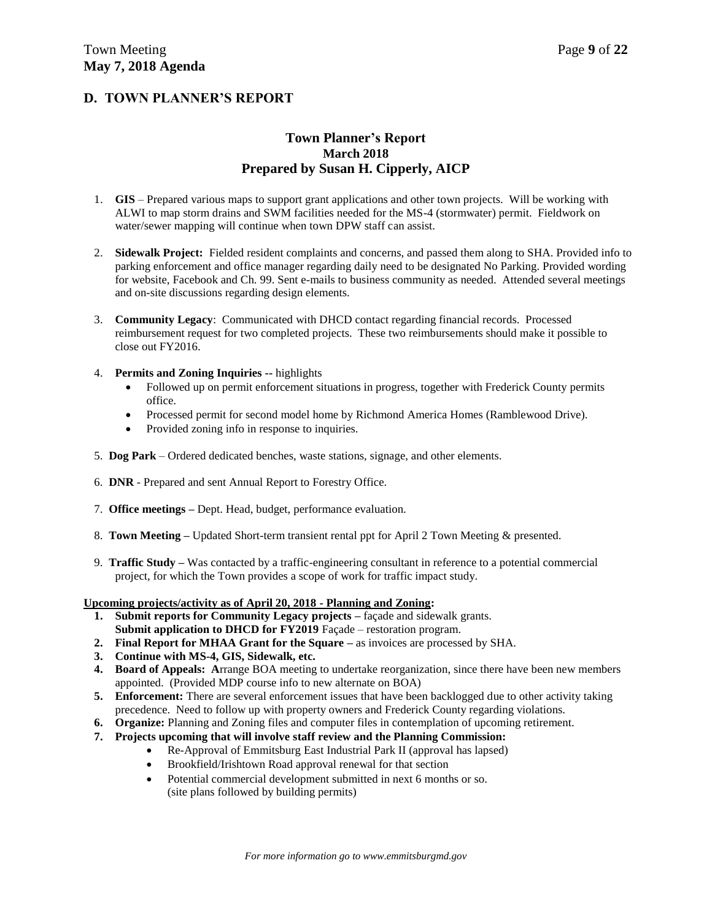## D. TOWN PLANNER'S REPORT

### Town Planner's Report
### March 2018
### Prepared by Susan H. Cipperly, AICP

1. **GIS** – Prepared various maps to support grant applications and other town projects. Will be working with ALWI to map storm drains and SWM facilities needed for the MS-4 (stormwater) permit. Fieldwork on water/sewer mapping will continue when town DPW staff can assist.

2. **Sidewalk Project:** Fielded resident complaints and concerns, and passed them along to SHA. Provided info to parking enforcement and office manager regarding daily need to be designated No Parking. Provided wording for website, Facebook and Ch. 99. Sent e-mails to business community as needed. Attended several meetings and on-site discussions regarding design elements.

3. **Community Legacy**: Communicated with DHCD contact regarding financial records. Processed reimbursement request for two completed projects. These two reimbursements should make it possible to close out FY2016.

4. **Permits and Zoning Inquiries --** highlights
   - Followed up on permit enforcement situations in progress, together with Frederick County permits office.
   - Processed permit for second model home by Richmond America Homes (Ramblewood Drive).
   - Provided zoning info in response to inquiries.

5. **Dog Park** – Ordered dedicated benches, waste stations, signage, and other elements.

6. **DNR** - Prepared and sent Annual Report to Forestry Office.

7. **Office meetings –** Dept. Head, budget, performance evaluation.

8. **Town Meeting –** Updated Short-term transient rental ppt for April 2 Town Meeting & presented.

9. **Traffic Study –** Was contacted by a traffic-engineering consultant in reference to a potential commercial project, for which the Town provides a scope of work for traffic impact study.

**Upcoming projects/activity as of April 20, 2018 - Planning and Zoning:**

1. **Submit reports for Community Legacy projects –** façade and sidewalk grants.
   **Submit application to DHCD for FY2019** Façade – restoration program.
2. **Final Report for MHAA Grant for the Square –** as invoices are processed by SHA.
3. **Continue with MS-4, GIS, Sidewalk, etc.**
4. **Board of Appeals: A**rrange BOA meeting to undertake reorganization, since there have been new members appointed. (Provided MDP course info to new alternate on BOA)
5. **Enforcement:** There are several enforcement issues that have been backlogged due to other activity taking precedence. Need to follow up with property owners and Frederick County regarding violations.
6. **Organize:** Planning and Zoning files and computer files in contemplation of upcoming retirement.
7. **Projects upcoming that will involve staff review and the Planning Commission:**
   - Re-Approval of Emmitsburg East Industrial Park II (approval has lapsed)
   - Brookfield/Irishtown Road approval renewal for that section
   - Potential commercial development submitted in next 6 months or so. (site plans followed by building permits)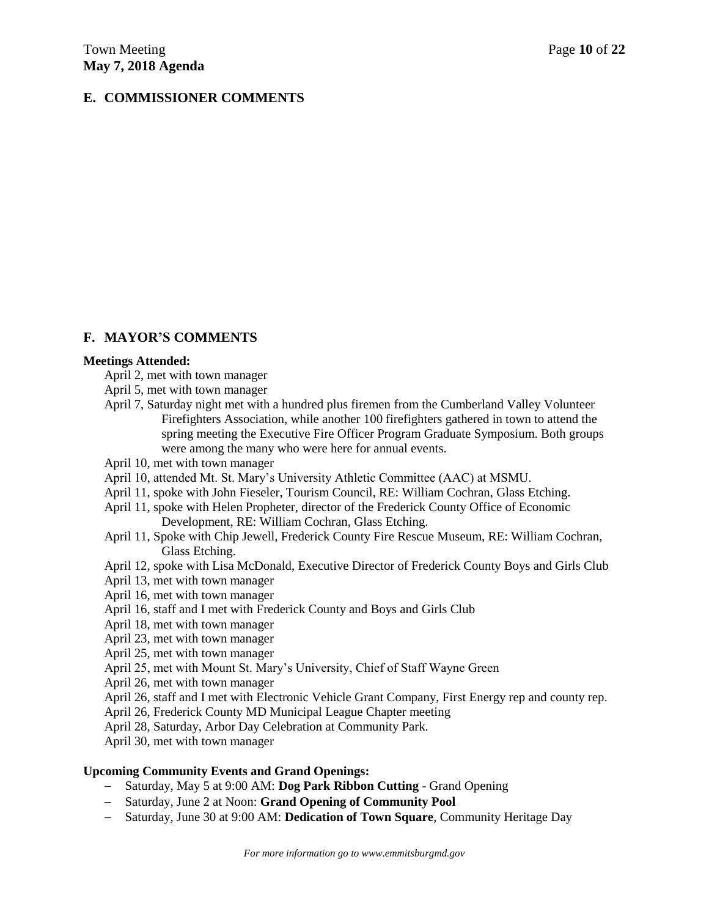## E. COMMISSIONER COMMENTS

## F. MAYOR'S COMMENTS

**Meetings Attended:**

- April 2, met with town manager
- April 5, met with town manager
- April 7, Saturday night met with a hundred plus firemen from the Cumberland Valley Volunteer Firefighters Association, while another 100 firefighters gathered in town to attend the spring meeting the Executive Fire Officer Program Graduate Symposium. Both groups were among the many who were here for annual events.
- April 10, met with town manager
- April 10, attended Mt. St. Mary's University Athletic Committee (AAC) at MSMU.
- April 11, spoke with John Fieseler, Tourism Council, RE: William Cochran, Glass Etching.
- April 11, spoke with Helen Propheter, director of the Frederick County Office of Economic Development, RE: William Cochran, Glass Etching.
- April 11, Spoke with Chip Jewell, Frederick County Fire Rescue Museum, RE: William Cochran, Glass Etching.
- April 12, spoke with Lisa McDonald, Executive Director of Frederick County Boys and Girls Club
- April 13, met with town manager
- April 16, met with town manager
- April 16, staff and I met with Frederick County and Boys and Girls Club
- April 18, met with town manager
- April 23, met with town manager
- April 25, met with town manager
- April 25, met with Mount St. Mary's University, Chief of Staff Wayne Green
- April 26, met with town manager
- April 26, staff and I met with Electronic Vehicle Grant Company, First Energy rep and county rep.
- April 26, Frederick County MD Municipal League Chapter meeting
- April 28, Saturday, Arbor Day Celebration at Community Park.
- April 30, met with town manager

**Upcoming Community Events and Grand Openings:**

- Saturday, May 5 at 9:00 AM: **Dog Park Ribbon Cutting** - Grand Opening
- Saturday, June 2 at Noon: **Grand Opening of Community Pool**
- Saturday, June 30 at 9:00 AM: **Dedication of Town Square**, Community Heritage Day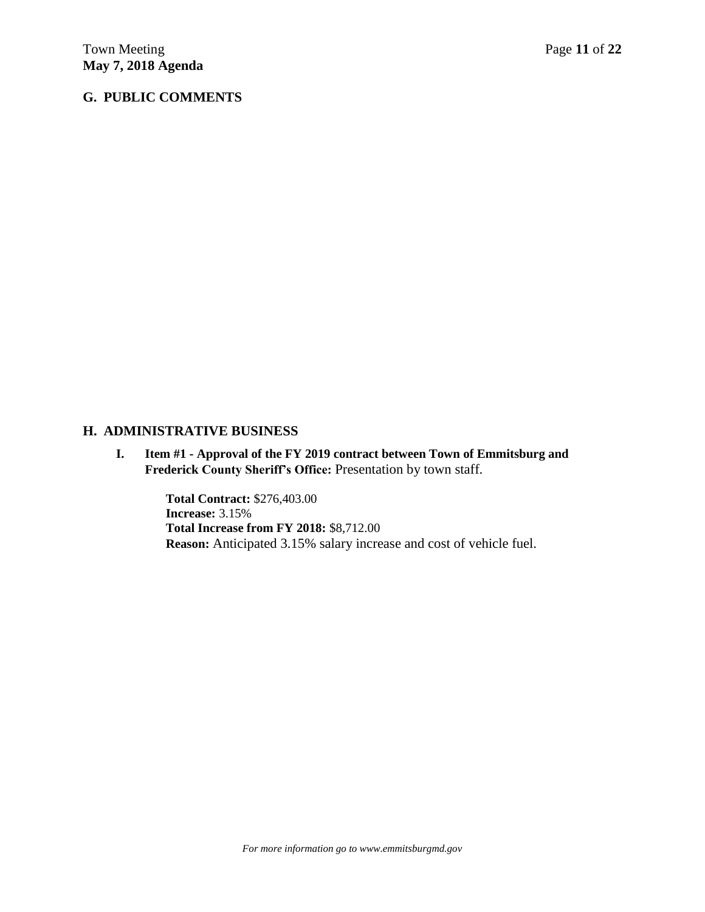## G. PUBLIC COMMENTS

## H. ADMINISTRATIVE BUSINESS

**I. Item #1 - Approval of the FY 2019 contract between Town of Emmitsburg and Frederick County Sheriff's Office:** Presentation by town staff.

**Total Contract:** $276,403.00
**Increase:** 3.15%
**Total Increase from FY 2018:** $8,712.00
**Reason:** Anticipated 3.15% salary increase and cost of vehicle fuel.

*For more information go to www.emmitsburgmd.gov*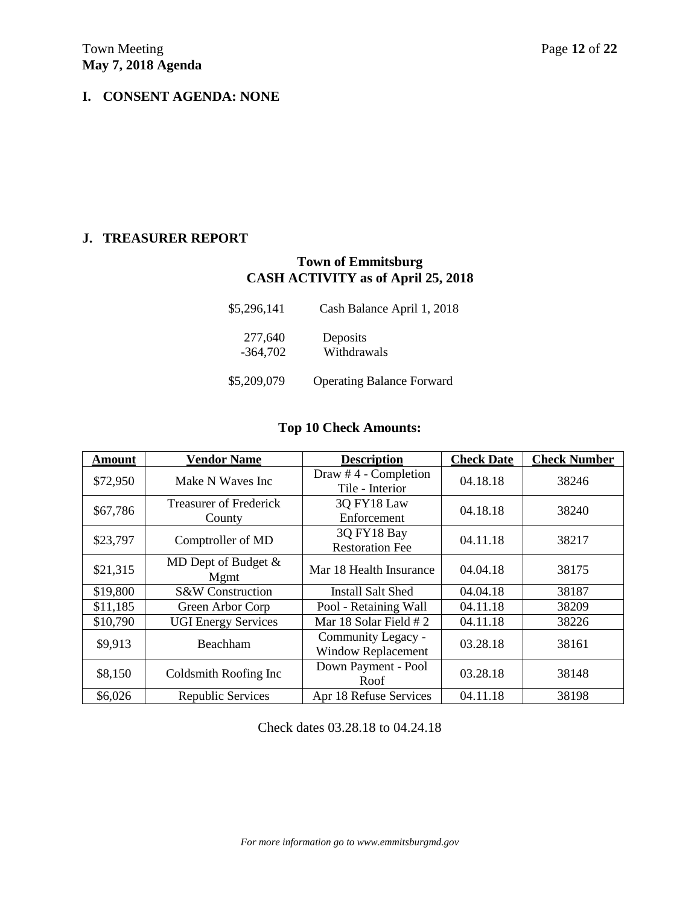## I. CONSENT AGENDA: NONE

## J. TREASURER REPORT

### Town of Emmitsburg
### CASH ACTIVITY as of April 25, 2018

| | |
|---|---|
| $5,296,141 | Cash Balance April 1, 2018 |
| 277,640 | Deposits |
| -364,702 | Withdrawals |
| $5,209,079 | Operating Balance Forward |

### Top 10 Check Amounts:

| Amount | Vendor Name | Description | Check Date | Check Number |
|---|---|---|---|---|
| $72,950 | Make N Waves Inc | Draw # 4 - Completion Tile - Interior | 04.18.18 | 38246 |
| $67,786 | Treasurer of Frederick County | 3Q FY18 Law Enforcement | 04.18.18 | 38240 |
| $23,797 | Comptroller of MD | 3Q FY18 Bay Restoration Fee | 04.11.18 | 38217 |
| $21,315 | MD Dept of Budget & Mgmt | Mar 18 Health Insurance | 04.04.18 | 38175 |
| $19,800 | S&W Construction | Install Salt Shed | 04.04.18 | 38187 |
| $11,185 | Green Arbor Corp | Pool - Retaining Wall | 04.11.18 | 38209 |
| $10,790 | UGI Energy Services | Mar 18 Solar Field # 2 | 04.11.18 | 38226 |
| $9,913 | Beachham | Community Legacy - Window Replacement | 03.28.18 | 38161 |
| $8,150 | Coldsmith Roofing Inc | Down Payment - Pool Roof | 03.28.18 | 38148 |
| $6,026 | Republic Services | Apr 18 Refuse Services | 04.11.18 | 38198 |

Check dates 03.28.18 to 04.24.18

*For more information go to www.emmitsburgmd.gov*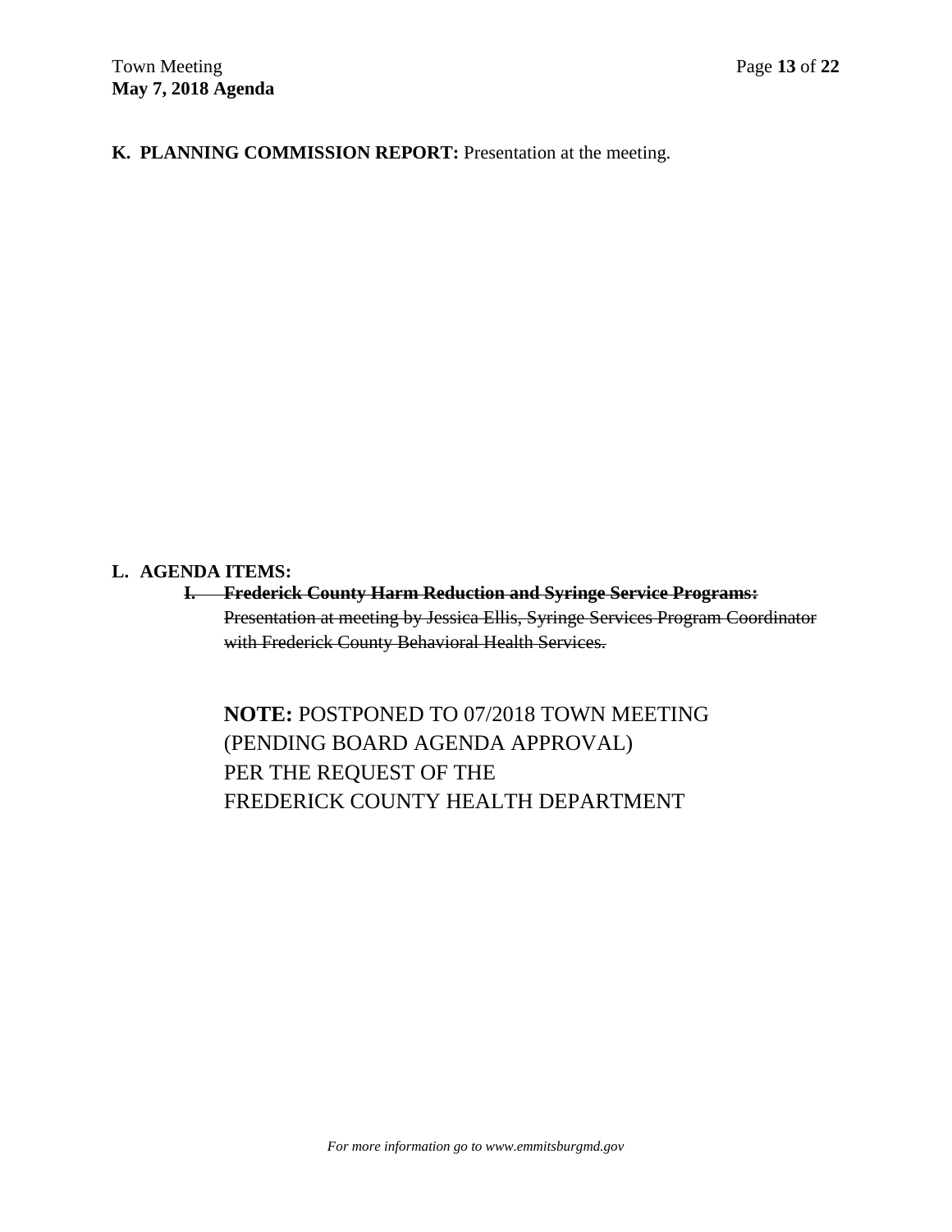**K. PLANNING COMMISSION REPORT:** Presentation at the meeting.

**L. AGENDA ITEMS:**

~~**I. Frederick County Harm Reduction and Syringe Service Programs:** Presentation at meeting by Jessica Ellis, Syringe Services Program Coordinator with Frederick County Behavioral Health Services.~~

**NOTE:** POSTPONED TO 07/2018 TOWN MEETING (PENDING BOARD AGENDA APPROVAL) PER THE REQUEST OF THE FREDERICK COUNTY HEALTH DEPARTMENT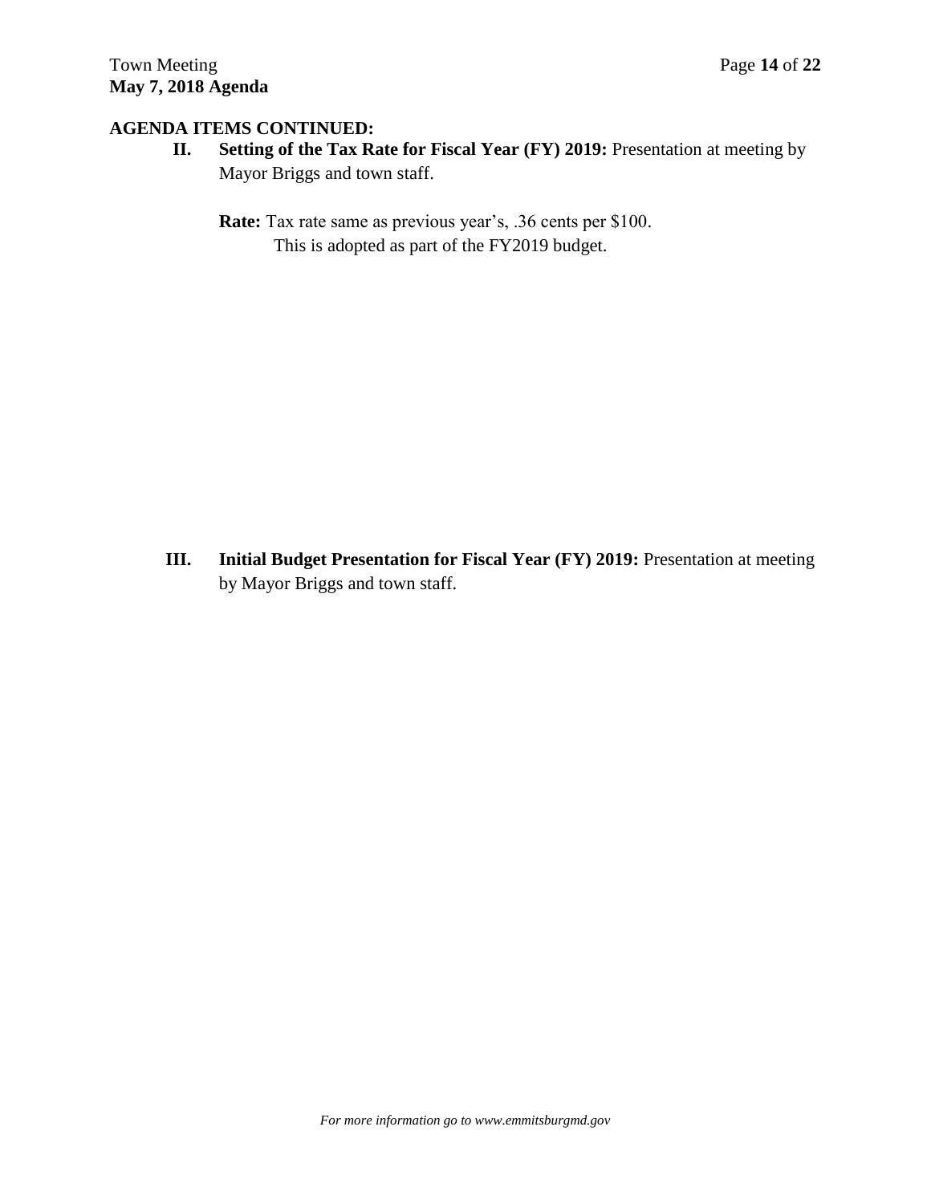**AGENDA ITEMS CONTINUED:**

**II. Setting of the Tax Rate for Fiscal Year (FY) 2019:** Presentation at meeting by Mayor Briggs and town staff.

**Rate:** Tax rate same as previous year's, .36 cents per $100.
This is adopted as part of the FY2019 budget.

**III. Initial Budget Presentation for Fiscal Year (FY) 2019:** Presentation at meeting by Mayor Briggs and town staff.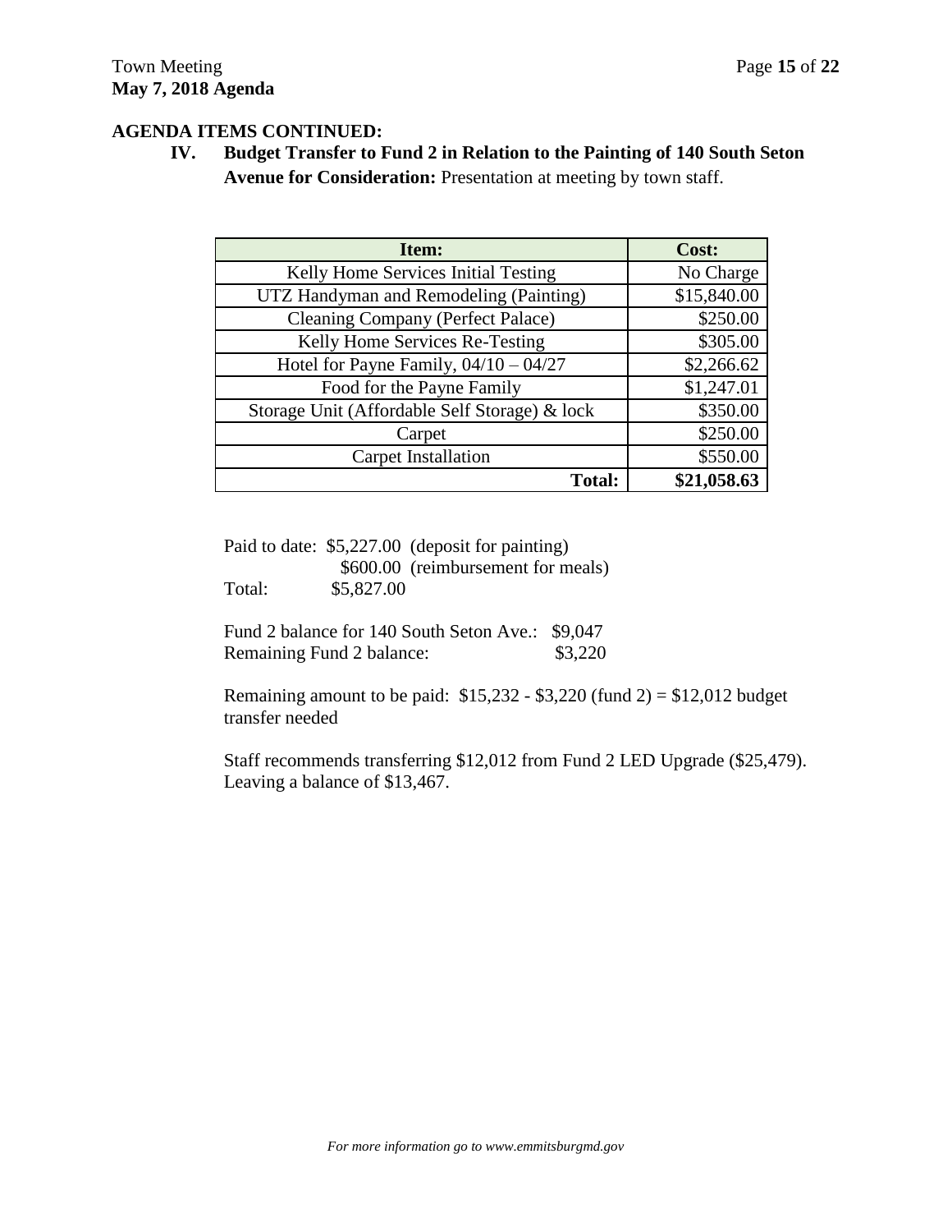**AGENDA ITEMS CONTINUED:**

**IV. Budget Transfer to Fund 2 in Relation to the Painting of 140 South Seton Avenue for Consideration:** Presentation at meeting by town staff.

| Item: | Cost: |
|---|---|
| Kelly Home Services Initial Testing | No Charge |
| UTZ Handyman and Remodeling (Painting) | $15,840.00 |
| Cleaning Company (Perfect Palace) | $250.00 |
| Kelly Home Services Re-Testing | $305.00 |
| Hotel for Payne Family, 04/10 – 04/27 | $2,266.62 |
| Food for the Payne Family | $1,247.01 |
| Storage Unit (Affordable Self Storage) & lock | $350.00 |
| Carpet | $250.00 |
| Carpet Installation | $550.00 |
| **Total:** | **$21,058.63** |

Paid to date: $5,227.00 (deposit for painting)
$600.00 (reimbursement for meals)
Total: $5,827.00

Fund 2 balance for 140 South Seton Ave.: $9,047
Remaining Fund 2 balance: $3,220

Remaining amount to be paid: $15,232 - $3,220 (fund 2) = $12,012 budget transfer needed

Staff recommends transferring $12,012 from Fund 2 LED Upgrade ($25,479). Leaving a balance of $13,467.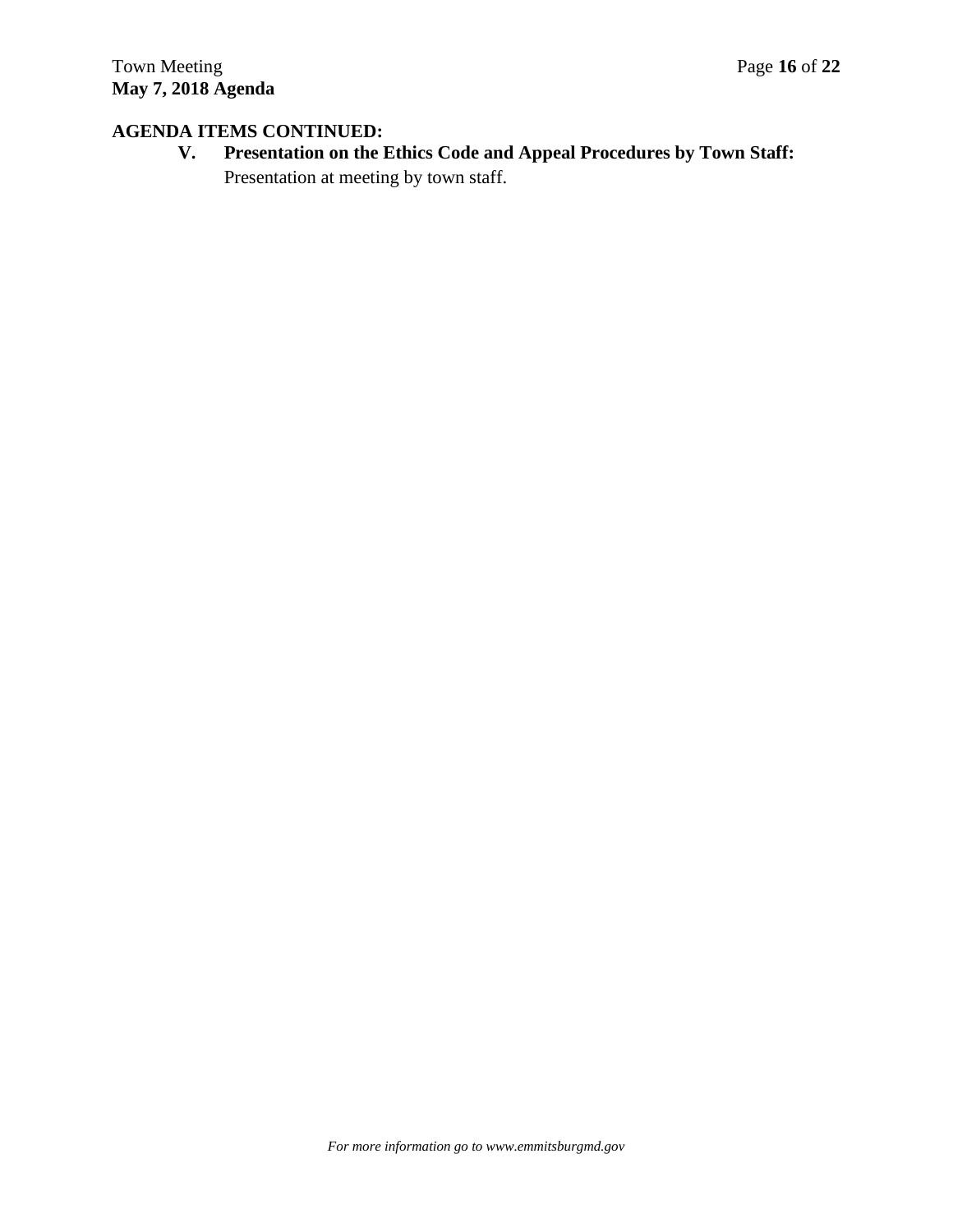## AGENDA ITEMS CONTINUED:

**V. Presentation on the Ethics Code and Appeal Procedures by Town Staff:**

Presentation at meeting by town staff.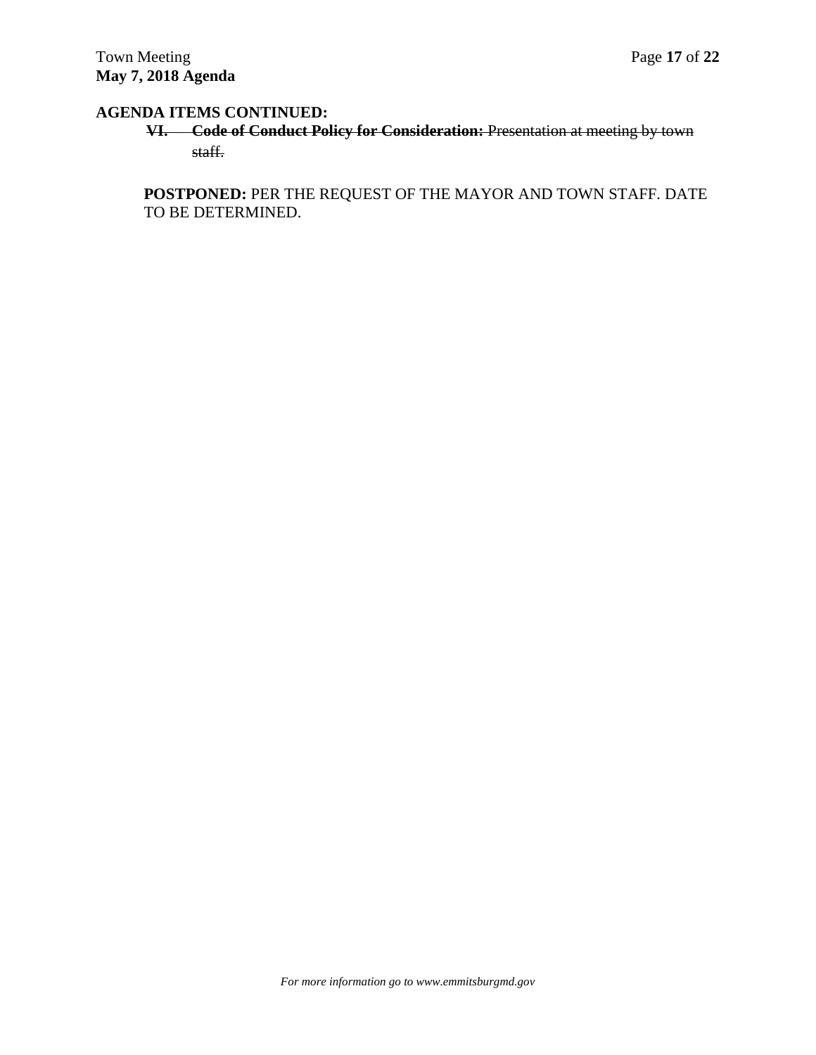**AGENDA ITEMS CONTINUED:**

~~**VI. Code of Conduct Policy for Consideration:** Presentation at meeting by town staff.~~

**POSTPONED:** PER THE REQUEST OF THE MAYOR AND TOWN STAFF. DATE TO BE DETERMINED.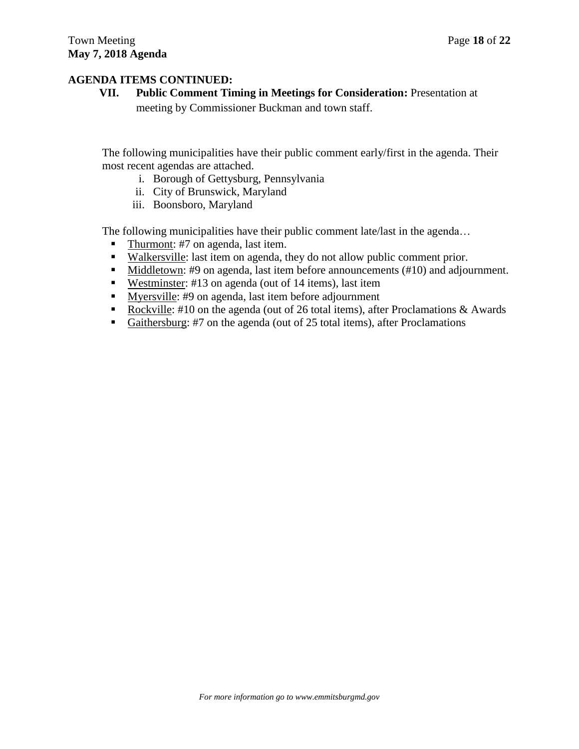**AGENDA ITEMS CONTINUED:**

**VII. Public Comment Timing in Meetings for Consideration:** Presentation at meeting by Commissioner Buckman and town staff.

The following municipalities have their public comment early/first in the agenda. Their most recent agendas are attached.

i. Borough of Gettysburg, Pennsylvania
ii. City of Brunswick, Maryland
iii. Boonsboro, Maryland

The following municipalities have their public comment late/last in the agenda…

- Thurmont: #7 on agenda, last item.
- Walkersville: last item on agenda, they do not allow public comment prior.
- Middletown: #9 on agenda, last item before announcements (#10) and adjournment.
- Westminster: #13 on agenda (out of 14 items), last item
- Myersville: #9 on agenda, last item before adjournment
- Rockville: #10 on the agenda (out of 26 total items), after Proclamations & Awards
- Gaithersburg: #7 on the agenda (out of 25 total items), after Proclamations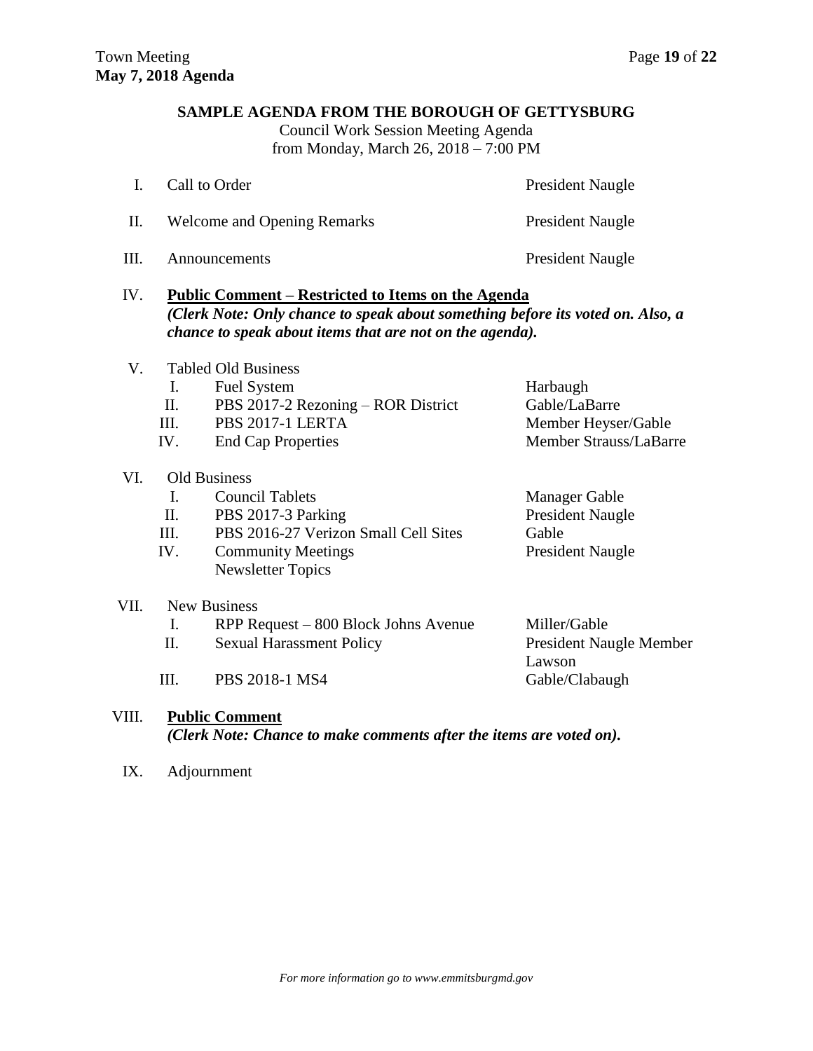**SAMPLE AGENDA FROM THE BOROUGH OF GETTYSBURG**

Council Work Session Meeting Agenda
from Monday, March 26, 2018 – 7:00 PM

I. Call to Order — President Naugle

II. Welcome and Opening Remarks — President Naugle

III. Announcements — President Naugle

IV. **Public Comment – Restricted to Items on the Agenda**
***(Clerk Note: Only chance to speak about something before its voted on. Also, a chance to speak about items that are not on the agenda).***

V. Tabled Old Business
   - I. Fuel System — Harbaugh
   - II. PBS 2017-2 Rezoning – ROR District — Gable/LaBarre
   - III. PBS 2017-1 LERTA — Member Heyser/Gable
   - IV. End Cap Properties — Member Strauss/LaBarre

VI. Old Business
   - I. Council Tablets — Manager Gable
   - II. PBS 2017-3 Parking — President Naugle
   - III. PBS 2016-27 Verizon Small Cell Sites — Gable
   - IV. Community Meetings — President Naugle
     Newsletter Topics

VII. New Business
   - I. RPP Request – 800 Block Johns Avenue — Miller/Gable
   - II. Sexual Harassment Policy — President Naugle Member Lawson
   - III. PBS 2018-1 MS4 — Gable/Clabaugh

VIII. **Public Comment**
***(Clerk Note: Chance to make comments after the items are voted on).***

IX. Adjournment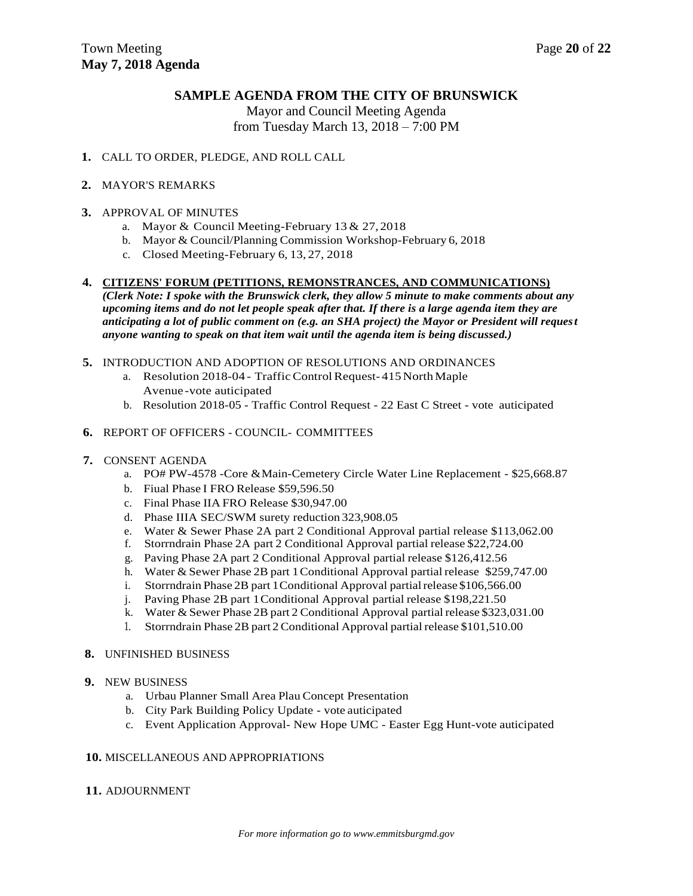## SAMPLE AGENDA FROM THE CITY OF BRUNSWICK

Mayor and Council Meeting Agenda
from Tuesday March 13, 2018 – 7:00 PM

1. CALL TO ORDER, PLEDGE, AND ROLL CALL

2. MAYOR'S REMARKS

3. APPROVAL OF MINUTES
   a. Mayor & Council Meeting-February 13 & 27, 2018
   b. Mayor & Council/Planning Commission Workshop-February 6, 2018
   c. Closed Meeting-February 6, 13, 27, 2018

4. **CITIZENS' FORUM (PETITIONS, REMONSTRANCES, AND COMMUNICATIONS)**
   ***(Clerk Note: I spoke with the Brunswick clerk, they allow 5 minute to make comments about any upcoming items and do not let people speak after that. If there is a large agenda item they are anticipating a lot of public comment on (e.g. an SHA project) the Mayor or President will request anyone wanting to speak on that item wait until the agenda item is being discussed.)***

5. INTRODUCTION AND ADOPTION OF RESOLUTIONS AND ORDINANCES
   a. Resolution 2018-04 - Traffic Control Request- 415 North Maple Avenue -vote auticipated
   b. Resolution 2018-05 - Traffic Control Request - 22 East C Street - vote auticipated

6. REPORT OF OFFICERS - COUNCIL- COMMITTEES

7. CONSENT AGENDA
   a. PO# PW-4578 -Core & Main-Cemetery Circle Water Line Replacement - $25,668.87
   b. Fiual Phase I FRO Release $59,596.50
   c. Final Phase IIA FRO Release $30,947.00
   d. Phase IIIA SEC/SWM surety reduction 323,908.05
   e. Water & Sewer Phase 2A part 2 Conditional Approval partial release $113,062.00
   f. Storrndrain Phase 2A part 2 Conditional Approval partial release $22,724.00
   g. Paving Phase 2A part 2 Conditional Approval partial release $126,412.56
   h. Water & Sewer Phase 2B part 1 Conditional Approval partial release $259,747.00
   i. Storrndrain Phase 2B part 1 Conditional Approval partial release $106,566.00
   j. Paving Phase 2B part 1 Conditional Approval partial release $198,221.50
   k. Water & Sewer Phase 2B part 2 Conditional Approval partial release $323,031.00
   l. Storrndrain Phase 2B part 2 Conditional Approval partial release $101,510.00

8. UNFINISHED BUSINESS

9. NEW BUSINESS
   a. Urbau Planner Small Area Plau Concept Presentation
   b. City Park Building Policy Update - vote auticipated
   c. Event Application Approval- New Hope UMC - Easter Egg Hunt-vote auticipated

10. MISCELLANEOUS AND APPROPRIATIONS

11. ADJOURNMENT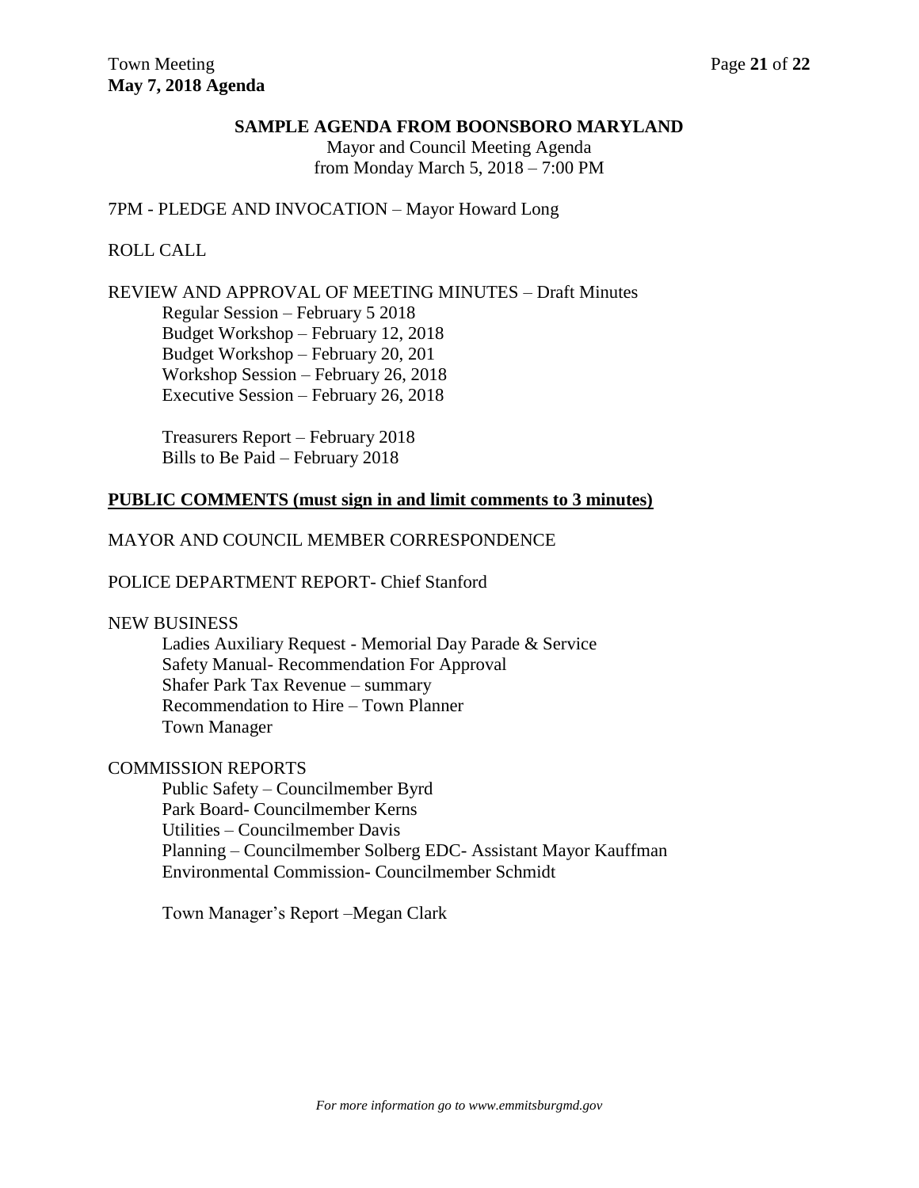## SAMPLE AGENDA FROM BOONSBORO MARYLAND

Mayor and Council Meeting Agenda
from Monday March 5, 2018 – 7:00 PM

7PM - PLEDGE AND INVOCATION – Mayor Howard Long

ROLL CALL

REVIEW AND APPROVAL OF MEETING MINUTES – Draft Minutes
- Regular Session – February 5 2018
- Budget Workshop – February 12, 2018
- Budget Workshop – February 20, 201
- Workshop Session – February 26, 2018
- Executive Session – February 26, 2018

- Treasurers Report – February 2018
- Bills to Be Paid – February 2018

**PUBLIC COMMENTS (must sign in and limit comments to 3 minutes)**

MAYOR AND COUNCIL MEMBER CORRESPONDENCE

POLICE DEPARTMENT REPORT- Chief Stanford

NEW BUSINESS
- Ladies Auxiliary Request - Memorial Day Parade & Service
- Safety Manual- Recommendation For Approval
- Shafer Park Tax Revenue – summary
- Recommendation to Hire – Town Planner
- Town Manager

COMMISSION REPORTS
- Public Safety – Councilmember Byrd
- Park Board- Councilmember Kerns
- Utilities – Councilmember Davis
- Planning – Councilmember Solberg EDC- Assistant Mayor Kauffman
- Environmental Commission- Councilmember Schmidt

Town Manager's Report –Megan Clark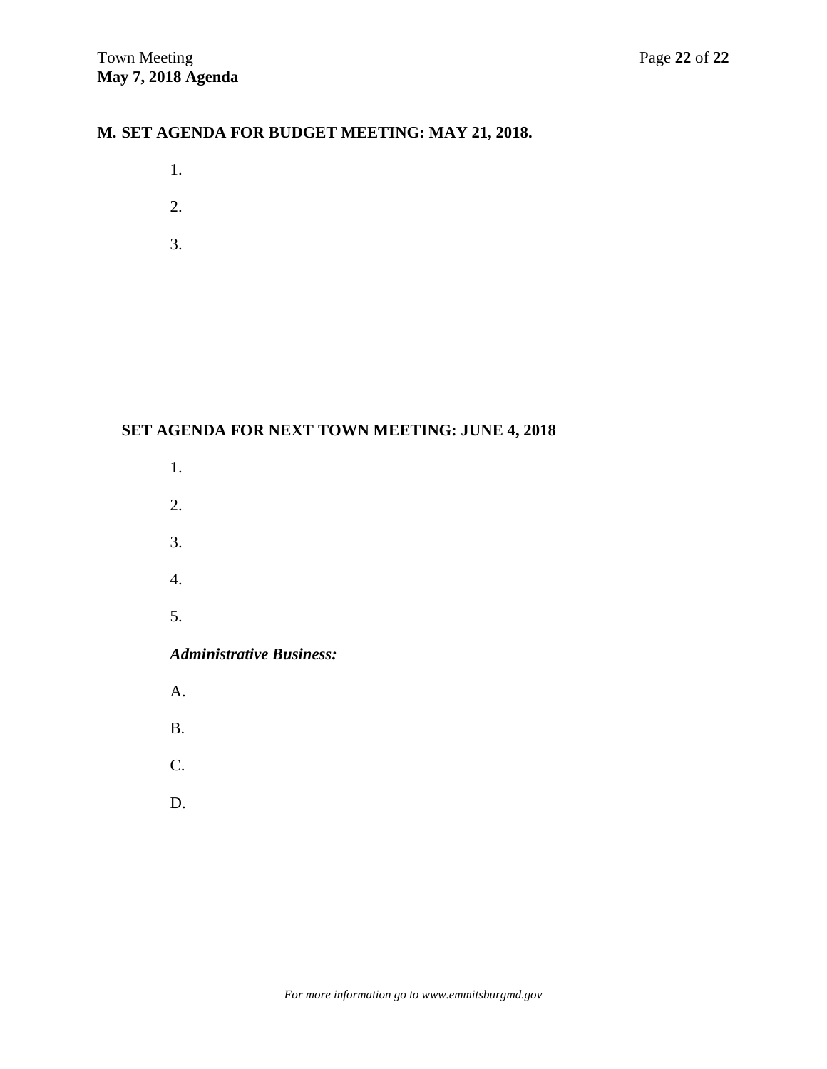## M. SET AGENDA FOR BUDGET MEETING: MAY 21, 2018.

1.

2.

3.

## SET AGENDA FOR NEXT TOWN MEETING: JUNE 4, 2018

1.

2.

3.

4.

5.

***Administrative Business:***

A.

B.

C.

D.

*For more information go to www.emmitsburgmd.gov*